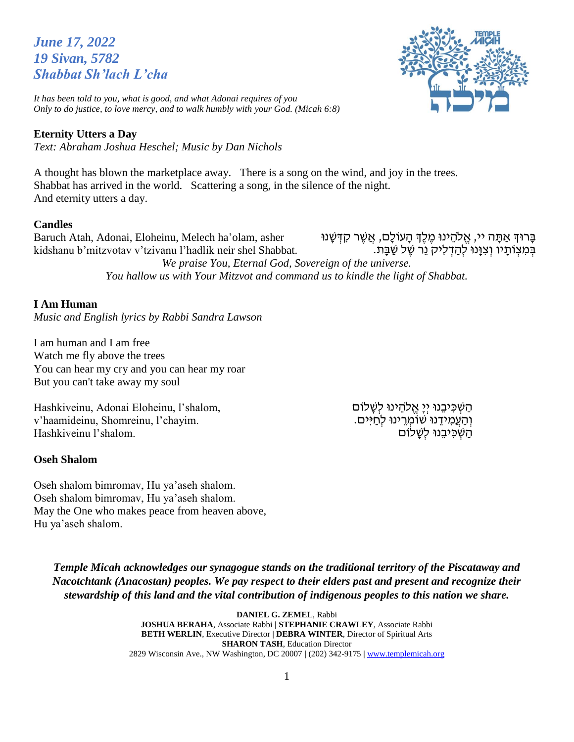*June 17, 2022*
*19 Sivan, 5782*
*Shabbat Sh'lach L'cha*

*It has been told to you, what is good, and what Adonai requires of you*
*Only to do justice, to love mercy, and to walk humbly with your God. (Micah 6:8)*

**Eternity Utters a Day**
*Text: Abraham Joshua Heschel; Music by Dan Nichols*

A thought has blown the marketplace away. There is a song on the wind, and joy in the trees.
Shabbat has arrived in the world. Scattering a song, in the silence of the night.
And eternity utters a day.

**Candles**

Baruch Atah, Adonai, Eloheinu, Melech ha'olam, asher kidshanu b'mitzvotav v'tzivanu l'hadlik neir shel Shabbat.

בָּרוּךְ אַתָּה יי, אֱלֹהֵינוּ מֶלֶךְ הָעוֹלָם, אֲשֶׁר קִדְּשָׁנוּ בְּמִצְוֹתָיו וְצִוָּנוּ לְהַדְלִיק נֵר שֶׁל שַׁבָּת.

*We praise You, Eternal God, Sovereign of the universe.*
*You hallow us with Your Mitzvot and command us to kindle the light of Shabbat.*

**I Am Human**
*Music and English lyrics by Rabbi Sandra Lawson*

I am human and I am free
Watch me fly above the trees
You can hear my cry and you can hear my roar
But you can't take away my soul

Hashkiveinu, Adonai Eloheinu, l'shalom,
v'haamideinu, Shomreinu, l'chayim.
Hashkiveinu l'shalom.

הַשְׁכִּיבֵנוּ יְיָ אֱלֹהֵינוּ לְשָׁלוֹם
וְהַעֲמִידֵנוּ שׁוֹמְרֵינוּ לְחַיִּים.
הַשְׁכִּיבֵנוּ לְשָׁלוֹם

**Oseh Shalom**

Oseh shalom bimromav, Hu ya'aseh shalom.
Oseh shalom bimromav, Hu ya'aseh shalom.
May the One who makes peace from heaven above,
Hu ya'aseh shalom.

***Temple Micah acknowledges our synagogue stands on the traditional territory of the Piscataway and Nacotchtank (Anacostan) peoples. We pay respect to their elders past and present and recognize their stewardship of this land and the vital contribution of indigenous peoples to this nation we share.***

**DANIEL G. ZEMEL**, Rabbi
**JOSHUA BERAHA**, Associate Rabbi | **STEPHANIE CRAWLEY**, Associate Rabbi
**BETH WERLIN**, Executive Director | **DEBRA WINTER**, Director of Spiritual Arts
**SHARON TASH**, Education Director
2829 Wisconsin Ave., NW Washington, DC 20007 | (202) 342-9175 | www.templemicah.org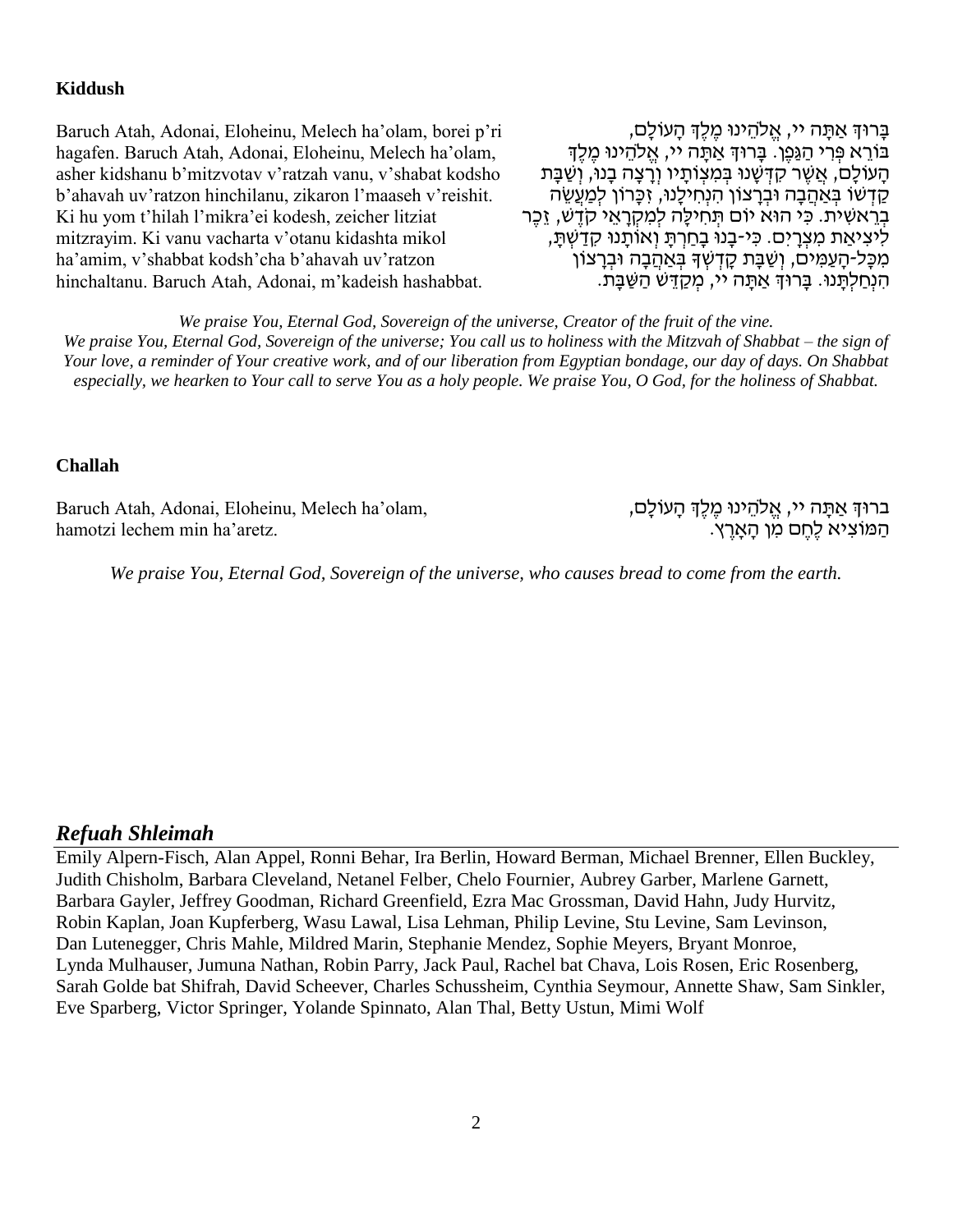**Kiddush**

Baruch Atah, Adonai, Eloheinu, Melech ha'olam, borei p'ri hagafen. Baruch Atah, Adonai, Eloheinu, Melech ha'olam, asher kidshanu b'mitzvotav v'ratzah vanu, v'shabat kodsho b'ahavah uv'ratzon hinchilanu, zikaron l'maaseh v'reishit. Ki hu yom t'hilah l'mikra'ei kodesh, zeicher litziat mitzrayim. Ki vanu vacharta v'otanu kidashta mikol ha'amim, v'shabbat kodsh'cha b'ahavah uv'ratzon hinchaltanu. Baruch Atah, Adonai, m'kadeish hashabbat.

בָּרוּךְ אַתָּה יי, אֱלֹהֵינוּ מֶלֶךְ הָעוֹלָם, בּוֹרֵא פְּרִי הַגָּפֶן. בָּרוּךְ אַתָּה יי, אֱלֹהֵינוּ מֶלֶךְ הָעוֹלָם, אֲשֶׁר קִדְּשָׁנוּ בְּמִצְוֹתָיו וְרָצָה בָנוּ, וְשַׁבַּת קָדְשׁוֹ בְּאַהֲבָה וּבְרָצוֹן הִנְחִילָנוּ, זִכָּרוֹן לְמַעֲשֵׂה בְרֵאשִׁית. כִּי הוּא יוֹם תְּחִלָּה לְמִקְרָאֵי קֹדֶשׁ, זֵכֶר לִיצִיאַת מִצְרָיִם. כִּי-בָנוּ בָחַרְתָּ וְאוֹתָנוּ קִדַּשְׁתָּ, מִכָּל-הָעַמִּים, וְשַׁבַּת קָדְשְׁךָ בְּאַהֲבָה וּבְרָצוֹן הִנְחַלְתָּנוּ. בָּרוּךְ אַתָּה יי, מְקַדֵּשׁ הַשַּׁבָּת.

*We praise You, Eternal God, Sovereign of the universe, Creator of the fruit of the vine. We praise You, Eternal God, Sovereign of the universe; You call us to holiness with the Mitzvah of Shabbat – the sign of Your love, a reminder of Your creative work, and of our liberation from Egyptian bondage, our day of days. On Shabbat especially, we hearken to Your call to serve You as a holy people. We praise You, O God, for the holiness of Shabbat.*

**Challah**

Baruch Atah, Adonai, Eloheinu, Melech ha'olam, hamotzi lechem min ha'aretz.

ברוּךְ אַתָּה יי, אֱלֹהֵינוּ מֶלֶךְ הָעוֹלָם, הַמּוֹצִיא לֶחֶם מִן הָאָרֶץ.

*We praise You, Eternal God, Sovereign of the universe, who causes bread to come from the earth.*

## *Refuah Shleimah*

Emily Alpern-Fisch, Alan Appel, Ronni Behar, Ira Berlin, Howard Berman, Michael Brenner, Ellen Buckley, Judith Chisholm, Barbara Cleveland, Netanel Felber, Chelo Fournier, Aubrey Garber, Marlene Garnett, Barbara Gayler, Jeffrey Goodman, Richard Greenfield, Ezra Mac Grossman, David Hahn, Judy Hurvitz, Robin Kaplan, Joan Kupferberg, Wasu Lawal, Lisa Lehman, Philip Levine, Stu Levine, Sam Levinson, Dan Lutenegger, Chris Mahle, Mildred Marin, Stephanie Mendez, Sophie Meyers, Bryant Monroe, Lynda Mulhauser, Jumuna Nathan, Robin Parry, Jack Paul, Rachel bat Chava, Lois Rosen, Eric Rosenberg, Sarah Golde bat Shifrah, David Scheever, Charles Schussheim, Cynthia Seymour, Annette Shaw, Sam Sinkler, Eve Sparberg, Victor Springer, Yolande Spinnato, Alan Thal, Betty Ustun, Mimi Wolf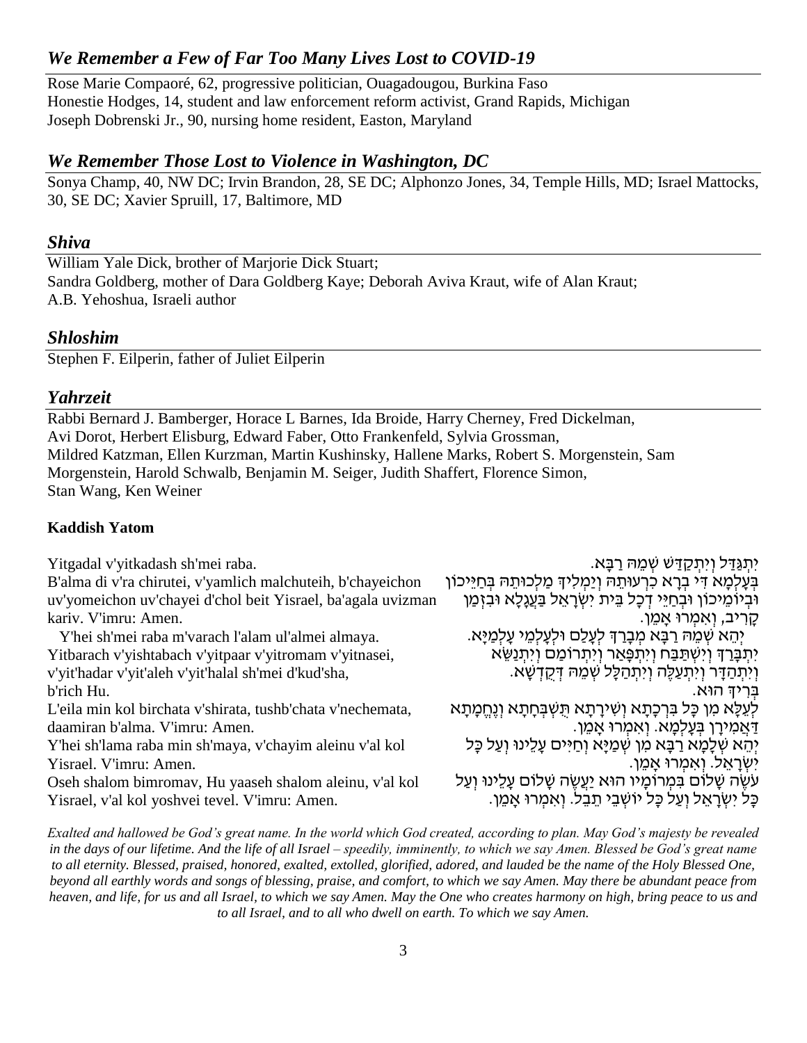## *We Remember a Few of Far Too Many Lives Lost to COVID-19*

Rose Marie Compaoré, 62, progressive politician, Ouagadougou, Burkina Faso
Honestie Hodges, 14, student and law enforcement reform activist, Grand Rapids, Michigan
Joseph Dobrenski Jr., 90, nursing home resident, Easton, Maryland

## *We Remember Those Lost to Violence in Washington, DC*

Sonya Champ, 40, NW DC; Irvin Brandon, 28, SE DC; Alphonzo Jones, 34, Temple Hills, MD; Israel Mattocks, 30, SE DC; Xavier Spruill, 17, Baltimore, MD

## *Shiva*

William Yale Dick, brother of Marjorie Dick Stuart;
Sandra Goldberg, mother of Dara Goldberg Kaye; Deborah Aviva Kraut, wife of Alan Kraut;
A.B. Yehoshua, Israeli author

## *Shloshim*

Stephen F. Eilperin, father of Juliet Eilperin

## *Yahrzeit*

Rabbi Bernard J. Bamberger, Horace L Barnes, Ida Broide, Harry Cherney, Fred Dickelman,
Avi Dorot, Herbert Elisburg, Edward Faber, Otto Frankenfeld, Sylvia Grossman,
Mildred Katzman, Ellen Kurzman, Martin Kushinsky, Hallene Marks, Robert S. Morgenstein, Sam Morgenstein, Harold Schwalb, Benjamin M. Seiger, Judith Shaffert, Florence Simon,
Stan Wang, Ken Weiner

**Kaddish Yatom**

Yitgadal v'yitkadash sh'mei raba.
B'alma di v'ra chirutei, v'yamlich malchuteih, b'chayeichon uv'yomeichon uv'chayei d'chol beit Yisrael, ba'agala uvizman kariv. V'imru: Amen.
Y'hei sh'mei raba m'varach l'alam ul'almei almaya.
Yitbarach v'yishtabach v'yitpaar v'yitromam v'yitnasei, v'yit'hadar v'yit'aleh v'yit'halal sh'mei d'kud'sha, b'rich Hu.
L'eila min kol birchata v'shirata, tushb'chata v'nechemata, daamiran b'alma. V'imru: Amen.
Y'hei sh'lama raba min sh'maya, v'chayim aleinu v'al kol Yisrael. V'imru: Amen.
Oseh shalom bimromav, Hu yaaseh shalom aleinu, v'al kol Yisrael, v'al kol yoshvei tevel. V'imru: Amen.

יִתְגַּדַּל וְיִתְקַדַּשׁ שְׁמֵהּ רַבָּא.
בְּעָלְמָא דִּי בְרָא כִרְעוּתֵהּ וְיַמְלִיךְ מַלְכוּתֵהּ בְּחַיֵּיכוֹן וּבְיוֹמֵיכוֹן וּבְחַיֵּי דְכָל בֵּית יִשְׂרָאֵל בַּעֲגָלָא וּבִזְמַן קָרִיב, וְאִמְרוּ אָמֵן.
יְהֵא שְׁמֵהּ רַבָּא מְבָרַךְ לְעָלַם וּלְעָלְמֵי עָלְמַיָּא.
יִתְבָּרַךְ וְיִשְׁתַּבַּח וְיִתְפָּאַר וְיִתְרוֹמַם וְיִתְנַשֵּׂא וְיִתְהַדָּר וְיִתְעַלֶּה וְיִתְהַלָּל שְׁמֵהּ דְּקֻדְשָׁא.
בְּרִיךְ הוּא.
לְעֵלָּא מִן כָּל בִּרְכָתָא וְשִׁירָתָא תֻּשְׁבְּחָתָא וְנֶחֱמָתָא דַּאֲמִירָן בְּעָלְמָא. וְאִמְרוּ אָמֵן.
יְהֵא שְׁלָמָא רַבָּא מִן שְׁמַיָּא וְחַיִּים עָלֵינוּ וְעַל כָּל יִשְׂרָאֵל. וְאִמְרוּ אָמֵן.
עֹשֶׂה שָׁלוֹם בִּמְרוֹמָיו הוּא יַעֲשֶׂה שָׁלוֹם עָלֵינוּ וְעַל כָּל יִשְׂרָאֵל וְעַל כָּל יוֹשְׁבֵי תֵבֵל. וְאִמְרוּ אָמֵן.

*Exalted and hallowed be God's great name. In the world which God created, according to plan. May God's majesty be revealed in the days of our lifetime. And the life of all Israel – speedily, imminently, to which we say Amen. Blessed be God's great name to all eternity. Blessed, praised, honored, exalted, extolled, glorified, adored, and lauded be the name of the Holy Blessed One, beyond all earthly words and songs of blessing, praise, and comfort, to which we say Amen. May there be abundant peace from heaven, and life, for us and all Israel, to which we say Amen. May the One who creates harmony on high, bring peace to us and to all Israel, and to all who dwell on earth. To which we say Amen.*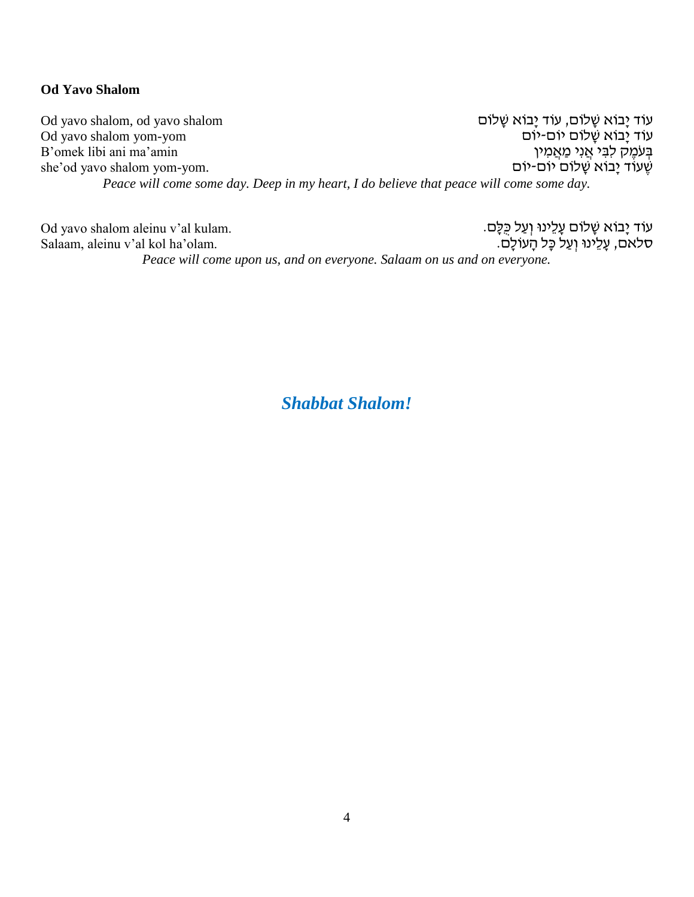**Od Yavo Shalom**

Od yavo shalom, od yavo shalom
Od yavo shalom yom-yom
B'omek libi ani ma'amin
she'od yavo shalom yom-yom.

עוֹד יָבוֹא שָׁלוֹם, עוֹד יָבוֹא שָׁלוֹם
עוֹד יָבוֹא שָׁלוֹם יוֹם-יוֹם
בְּעֹמֶק לִבִּי אֲנִי מַאֲמִין
שֶׁעוֹד יָבוֹא שָׁלוֹם יוֹם-יוֹם

*Peace will come some day. Deep in my heart, I do believe that peace will come some day.*

Od yavo shalom aleinu v'al kulam.
Salaam, aleinu v'al kol ha'olam.

עוֹד יָבוֹא שָׁלוֹם עָלֵינוּ וְעַל כֻּלָּם.
סלאם, עָלֵינוּ וְעַל כָּל הָעוֹלָם.

*Peace will come upon us, and on everyone. Salaam on us and on everyone.*

***Shabbat Shalom!***